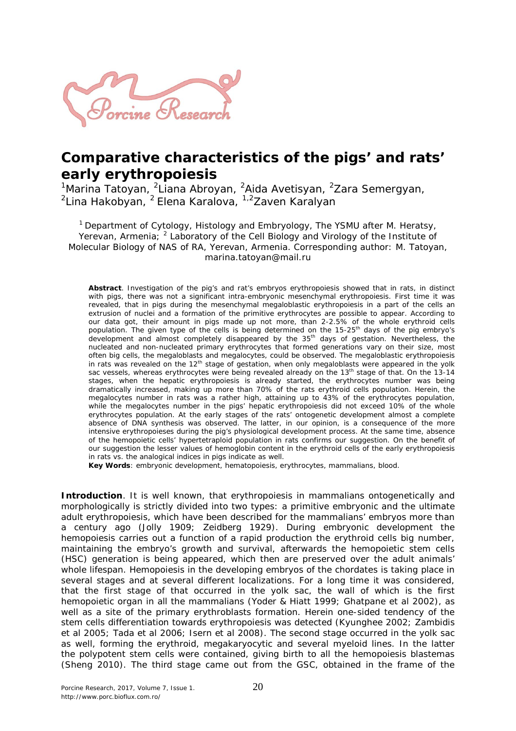# Comparative characteristics of the pigs' and rats' early erythropoiesis

[1]Marina Tatoyan, [2]Liana Abroyan, [2]Aida Avetisyan, [2]Zara Semergyan, [2]Lina Hakobyan, [2]Elena Karalova, [1,2]Zaven Karalyan

[1] Department of Cytology, Histology and Embryology, The YSMU after M. Heratsy, Yerevan, Armenia; [2] Laboratory of the Cell Biology and Virology of the Institute of Molecular Biology of NAS of RA, Yerevan, Armenia. Corresponding author: M. Tatoyan, marina.tatoyan@mail.ru

**Abstract**. Investigation of the pig's and rat's embryos erythropoiesis showed that in rats, in distinct with pigs, there was not a significant intra-embryonic mesenchymal erythropoiesis. First time it was revealed, that in pigs during the mesenchymal megaloblastic erythropoiesis in a part of the cells an extrusion of nuclei and a formation of the primitive erythrocytes are possible to appear. According to our data got, their amount in pigs made up not more, than 2-2.5% of the whole erythroid cells population. The given type of the cells is being determined on the 15-25$^{th}$ days of the pig embryo's development and almost completely disappeared by the 35$^{th}$ days of gestation. Nevertheless, the nucleated and non-nucleated primary erythrocytes that formed generations vary on their size, most often big cells, the megaloblasts and megalocytes, could be observed. The megaloblastic erythropoiesis in rats was revealed on the 12$^{th}$ stage of gestation, when only megaloblasts were appeared in the yolk sac vessels, whereas erythrocytes were being revealed already on the 13$^{th}$ stage of that. On the 13-14 stages, when the hepatic erythropoiesis is already started, the erythrocytes number was being dramatically increased, making up more than 70% of the rats erythroid cells population. Herein, the megalocytes number in rats was a rather high, attaining up to 43% of the erythrocytes population, while the megalocytes number in the pigs' hepatic erythropoiesis did not exceed 10% of the whole erythrocytes population. At the early stages of the rats' ontogenetic development almost a complete absence of DNA synthesis was observed. The latter, in our opinion, is a consequence of the more intensive erythropoieses during the pig's physiological development process. At the same time, absence of the hemopoietic cells' hypertetraploid population in rats confirms our suggestion. On the benefit of our suggestion the lesser values of hemoglobin content in the erythroid cells of the early erythropoiesis in rats vs. the analogical indices in pigs indicate as well.

**Key Words**: embryonic development, hematopoiesis, erythrocytes, mammalians, blood.

**Introduction**. It is well known, that erythropoiesis in mammalians ontogenetically and morphologically is strictly divided into two types: a primitive embryonic and the ultimate adult erythropoiesis, which have been described for the mammalians' embryos more than a century ago (Jolly 1909; Zeidberg 1929). During embryonic development the hemopoiesis carries out a function of a rapid production the erythroid cells big number, maintaining the embryo's growth and survival, afterwards the hemopoietic stem cells (HSC) generation is being appeared, which then are preserved over the adult animals' whole lifespan. Hemopoiesis in the developing embryos of the chordates is taking place in several stages and at several different localizations. For a long time it was considered, that the first stage of that occurred in the yolk sac, the wall of which is the first hemopoietic organ in all the mammalians (Yoder & Hiatt 1999; Ghatpane et al 2002), as well as a site of the primary erythroblasts formation. Herein one-sided tendency of the stem cells differentiation towards erythropoiesis was detected (Kyunghee 2002; Zambidis et al 2005; Tada et al 2006; Isern et al 2008). The second stage occurred in the yolk sac as well, forming the erythroid, megakaryocytic and several myeloid lines. In the latter the polypotent stem cells were contained, giving birth to all the hemopoiesis blastemas (Sheng 2010). The third stage came out from the GSC, obtained in the frame of the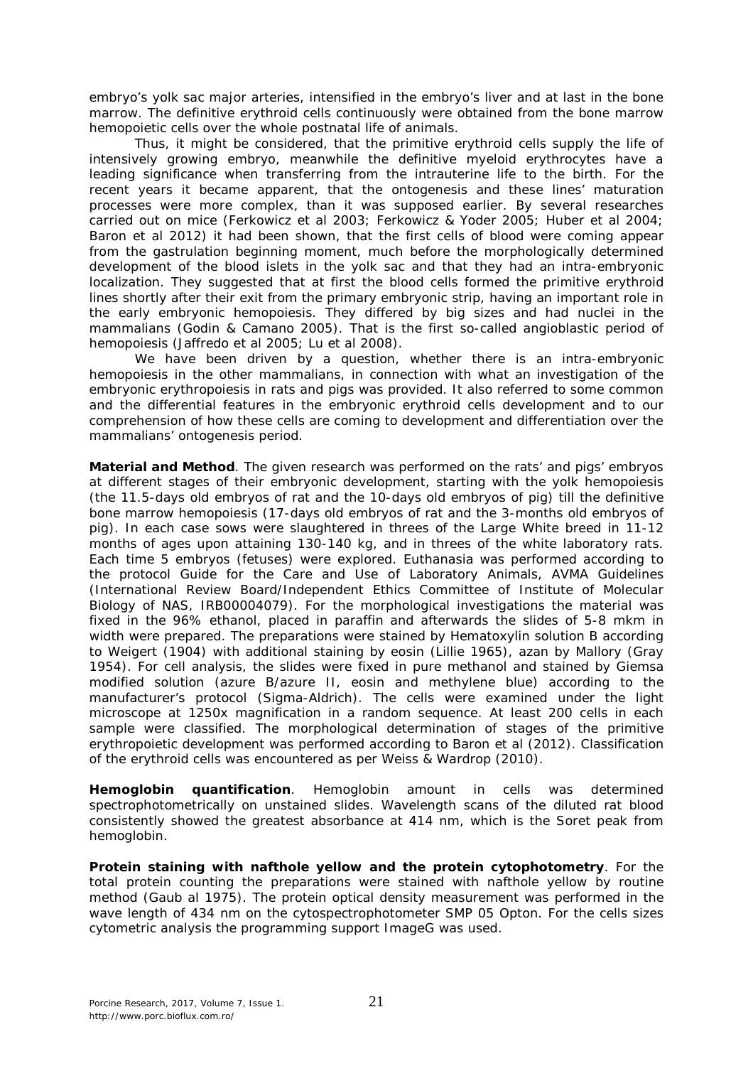embryo's yolk sac major arteries, intensified in the embryo's liver and at last in the bone marrow. The definitive erythroid cells continuously were obtained from the bone marrow hemopoietic cells over the whole postnatal life of animals.

Thus, it might be considered, that the primitive erythroid cells supply the life of intensively growing embryo, meanwhile the definitive myeloid erythrocytes have a leading significance when transferring from the intrauterine life to the birth. For the recent years it became apparent, that the ontogenesis and these lines' maturation processes were more complex, than it was supposed earlier. By several researches carried out on mice (Ferkowicz et al 2003; Ferkowicz & Yoder 2005; Huber et al 2004; Baron et al 2012) it had been shown, that the first cells of blood were coming appear from the gastrulation beginning moment, much before the morphologically determined development of the blood islets in the yolk sac and that they had an intra-embryonic localization. They suggested that at first the blood cells formed the primitive erythroid lines shortly after their exit from the primary embryonic strip, having an important role in the early embryonic hemopoiesis. They differed by big sizes and had nuclei in the mammalians (Godin & Camano 2005). That is the first so-called angioblastic period of hemopoiesis (Jaffredo et al 2005; Lu et al 2008).

We have been driven by a question, whether there is an intra-embryonic hemopoiesis in the other mammalians, in connection with what an investigation of the embryonic erythropoiesis in rats and pigs was provided. It also referred to some common and the differential features in the embryonic erythroid cells development and to our comprehension of how these cells are coming to development and differentiation over the mammalians' ontogenesis period.

**Material and Method**. The given research was performed on the rats' and pigs' embryos at different stages of their embryonic development, starting with the yolk hemopoiesis (the 11.5-days old embryos of rat and the 10-days old embryos of pig) till the definitive bone marrow hemopoiesis (17-days old embryos of rat and the 3-months old embryos of pig). In each case sows were slaughtered in threes of the Large White breed in 11-12 months of ages upon attaining 130-140 kg, and in threes of the white laboratory rats. Each time 5 embryos (fetuses) were explored. Euthanasia was performed according to the protocol Guide for the Care and Use of Laboratory Animals, AVMA Guidelines (International Review Board/Independent Ethics Committee of Institute of Molecular Biology of NAS, IRB00004079). For the morphological investigations the material was fixed in the 96% ethanol, placed in paraffin and afterwards the slides of 5-8 mkm in width were prepared. The preparations were stained by Hematoxylin solution B according to Weigert (1904) with additional staining by eosin (Lillie 1965), azan by Mallory (Gray 1954). For cell analysis, the slides were fixed in pure methanol and stained by Giemsa modified solution (azure B/azure II, eosin and methylene blue) according to the manufacturer's protocol (Sigma-Aldrich). The cells were examined under the light microscope at 1250x magnification in a random sequence. At least 200 cells in each sample were classified. The morphological determination of stages of the primitive erythropoietic development was performed according to Baron et al (2012). Classification of the erythroid cells was encountered as per Weiss & Wardrop (2010).

**Hemoglobin quantification**. Hemoglobin amount in cells was determined spectrophotometrically on unstained slides. Wavelength scans of the diluted rat blood consistently showed the greatest absorbance at 414 nm, which is the Soret peak from hemoglobin.

**Protein staining with nafthole yellow and the protein cytophotometry**. For the total protein counting the preparations were stained with nafthole yellow by routine method (Gaub al 1975). The protein optical density measurement was performed in the wave length of 434 nm on the cytospectrophotometer SMP 05 Opton. For the cells sizes cytometric analysis the programming support ImageG was used.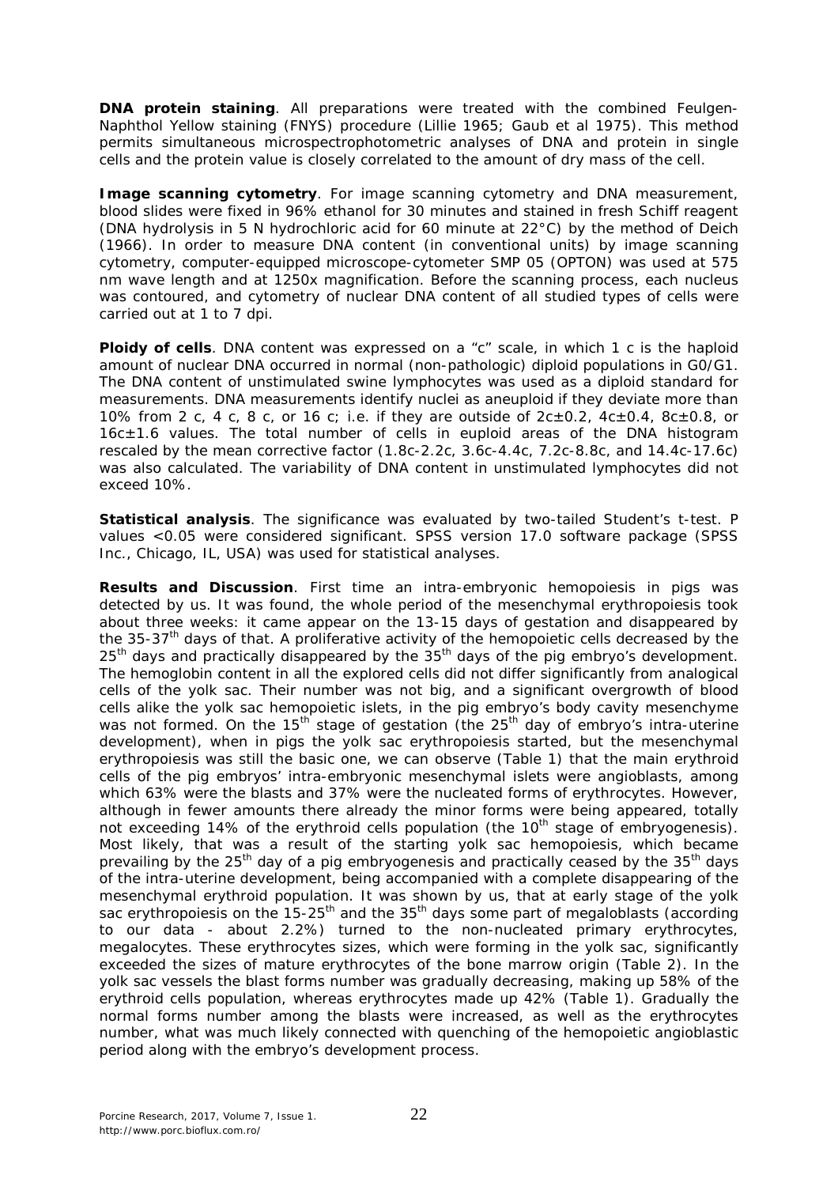**DNA protein staining**. All preparations were treated with the combined Feulgen-Naphthol Yellow staining (FNYS) procedure (Lillie 1965; Gaub et al 1975). This method permits simultaneous microspectrophotometric analyses of DNA and protein in single cells and the protein value is closely correlated to the amount of dry mass of the cell.

**Image scanning cytometry**. For image scanning cytometry and DNA measurement, blood slides were fixed in 96% ethanol for 30 minutes and stained in fresh Schiff reagent (DNA hydrolysis in 5 N hydrochloric acid for 60 minute at 22°C) by the method of Deich (1966). In order to measure DNA content (in conventional units) by image scanning cytometry, computer-equipped microscope-cytometer SMP 05 (OPTON) was used at 575 nm wave length and at 1250x magnification. Before the scanning process, each nucleus was contoured, and cytometry of nuclear DNA content of all studied types of cells were carried out at 1 to 7 dpi.

**Ploidy of cells**. DNA content was expressed on a "c" scale, in which 1 c is the haploid amount of nuclear DNA occurred in normal (non-pathologic) diploid populations in G0/G1. The DNA content of unstimulated swine lymphocytes was used as a diploid standard for measurements. DNA measurements identify nuclei as aneuploid if they deviate more than 10% from 2 c, 4 c, 8 c, or 16 c; i.e. if they are outside of 2c±0.2, 4c±0.4, 8c±0.8, or 16c±1.6 values. The total number of cells in euploid areas of the DNA histogram rescaled by the mean corrective factor (1.8c-2.2c, 3.6c-4.4c, 7.2c-8.8c, and 14.4c-17.6c) was also calculated. The variability of DNA content in unstimulated lymphocytes did not exceed 10%.

**Statistical analysis**. The significance was evaluated by two-tailed Student's t-test. P values <0.05 were considered significant. SPSS version 17.0 software package (SPSS Inc., Chicago, IL, USA) was used for statistical analyses.

**Results and Discussion**. First time an intra-embryonic hemopoiesis in pigs was detected by us. It was found, the whole period of the mesenchymal erythropoiesis took about three weeks: it came appear on the 13-15 days of gestation and disappeared by the 35-37th days of that. A proliferative activity of the hemopoietic cells decreased by the 25th days and practically disappeared by the 35th days of the pig embryo's development. The hemoglobin content in all the explored cells did not differ significantly from analogical cells of the yolk sac. Their number was not big, and a significant overgrowth of blood cells alike the yolk sac hemopoietic islets, in the pig embryo's body cavity mesenchyme was not formed. On the 15th stage of gestation (the 25th day of embryo's intra-uterine development), when in pigs the yolk sac erythropoiesis started, but the mesenchymal erythropoiesis was still the basic one, we can observe (Table 1) that the main erythroid cells of the pig embryos' intra-embryonic mesenchymal islets were angioblasts, among which 63% were the blasts and 37% were the nucleated forms of erythrocytes. However, although in fewer amounts there already the minor forms were being appeared, totally not exceeding 14% of the erythroid cells population (the 10th stage of embryogenesis). Most likely, that was a result of the starting yolk sac hemopoiesis, which became prevailing by the 25th day of a pig embryogenesis and practically ceased by the 35th days of the intra-uterine development, being accompanied with a complete disappearing of the mesenchymal erythroid population. It was shown by us, that at early stage of the yolk sac erythropoiesis on the 15-25th and the 35th days some part of megaloblasts (according to our data - about 2.2%) turned to the non-nucleated primary erythrocytes, megalocytes. These erythrocytes sizes, which were forming in the yolk sac, significantly exceeded the sizes of mature erythrocytes of the bone marrow origin (Table 2). In the yolk sac vessels the blast forms number was gradually decreasing, making up 58% of the erythroid cells population, whereas erythrocytes made up 42% (Table 1). Gradually the normal forms number among the blasts were increased, as well as the erythrocytes number, what was much likely connected with quenching of the hemopoietic angioblastic period along with the embryo's development process.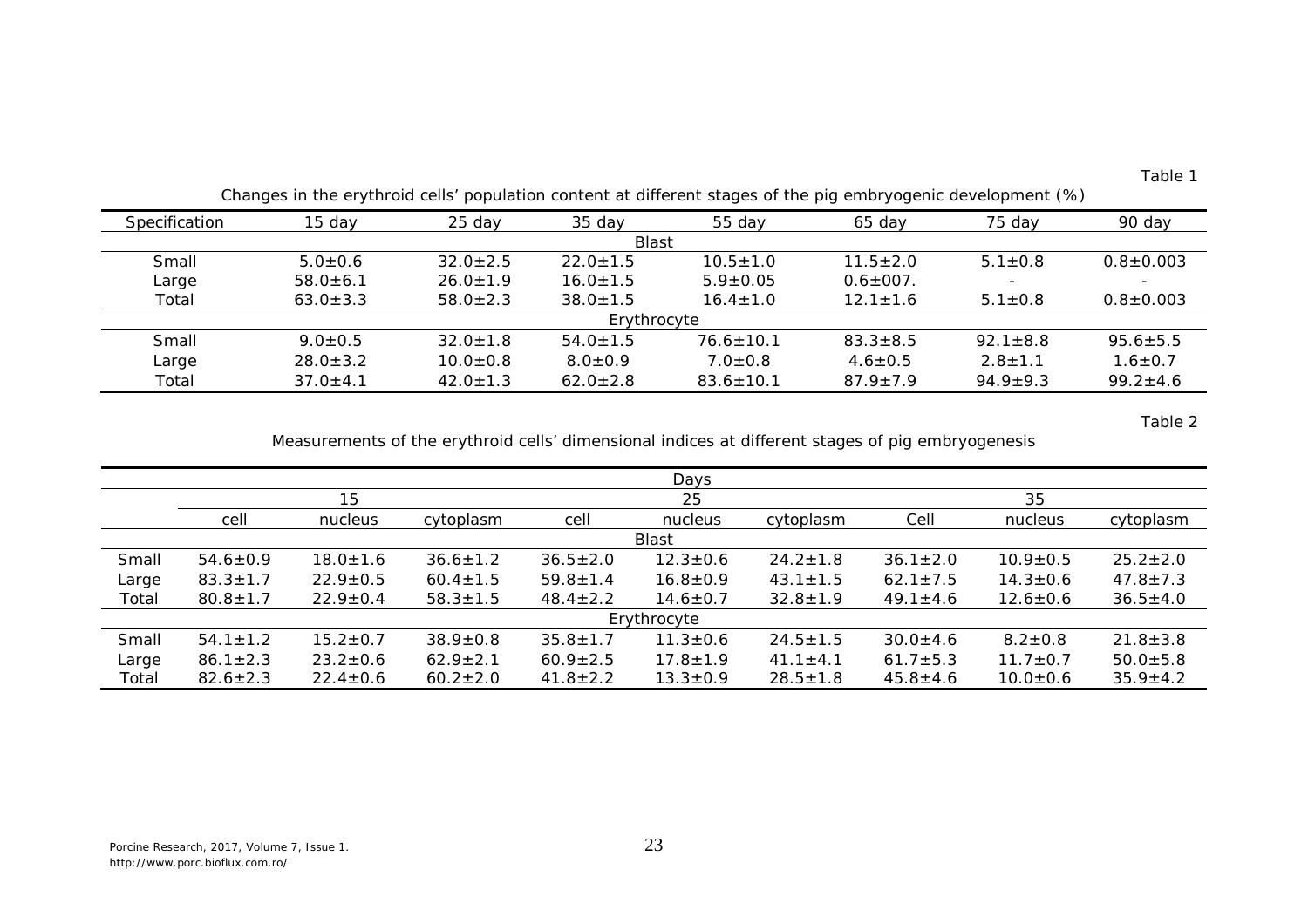Table 1

Changes in the erythroid cells' population content at different stages of the pig embryogenic development (%)

| Specification | 15 day | 25 day | 35 day | 55 day | 65 day | 75 day | 90 day |
|---|---|---|---|---|---|---|---|
| | | | | Blast | | | |
| Small | 5.0±0.6 | 32.0±2.5 | 22.0±1.5 | 10.5±1.0 | 11.5±2.0 | 5.1±0.8 | 0.8±0.003 |
| Large | 58.0±6.1 | 26.0±1.9 | 16.0±1.5 | 5.9±0.05 | 0.6±007. | - | - |
| Total | 63.0±3.3 | 58.0±2.3 | 38.0±1.5 | 16.4±1.0 | 12.1±1.6 | 5.1±0.8 | 0.8±0.003 |
| | | | | Erythrocyte | | | |
| Small | 9.0±0.5 | 32.0±1.8 | 54.0±1.5 | 76.6±10.1 | 83.3±8.5 | 92.1±8.8 | 95.6±5.5 |
| Large | 28.0±3.2 | 10.0±0.8 | 8.0±0.9 | 7.0±0.8 | 4.6±0.5 | 2.8±1.1 | 1.6±0.7 |
| Total | 37.0±4.1 | 42.0±1.3 | 62.0±2.8 | 83.6±10.1 | 87.9±7.9 | 94.9±9.3 | 99.2±4.6 |

Table 2

Measurements of the erythroid cells' dimensional indices at different stages of pig embryogenesis

| | Days | | | | | | | | |
|---|---|---|---|---|---|---|---|---|---|
| | 15 | | | 25 | | | 35 | | |
| | cell | nucleus | cytoplasm | cell | nucleus | cytoplasm | Cell | nucleus | cytoplasm |
| | | | | | Blast | | | | |
| Small | 54.6±0.9 | 18.0±1.6 | 36.6±1.2 | 36.5±2.0 | 12.3±0.6 | 24.2±1.8 | 36.1±2.0 | 10.9±0.5 | 25.2±2.0 |
| Large | 83.3±1.7 | 22.9±0.5 | 60.4±1.5 | 59.8±1.4 | 16.8±0.9 | 43.1±1.5 | 62.1±7.5 | 14.3±0.6 | 47.8±7.3 |
| Total | 80.8±1.7 | 22.9±0.4 | 58.3±1.5 | 48.4±2.2 | 14.6±0.7 | 32.8±1.9 | 49.1±4.6 | 12.6±0.6 | 36.5±4.0 |
| | | | | | Erythrocyte | | | | |
| Small | 54.1±1.2 | 15.2±0.7 | 38.9±0.8 | 35.8±1.7 | 11.3±0.6 | 24.5±1.5 | 30.0±4.6 | 8.2±0.8 | 21.8±3.8 |
| Large | 86.1±2.3 | 23.2±0.6 | 62.9±2.1 | 60.9±2.5 | 17.8±1.9 | 41.1±4.1 | 61.7±5.3 | 11.7±0.7 | 50.0±5.8 |
| Total | 82.6±2.3 | 22.4±0.6 | 60.2±2.0 | 41.8±2.2 | 13.3±0.9 | 28.5±1.8 | 45.8±4.6 | 10.0±0.6 | 35.9±4.2 |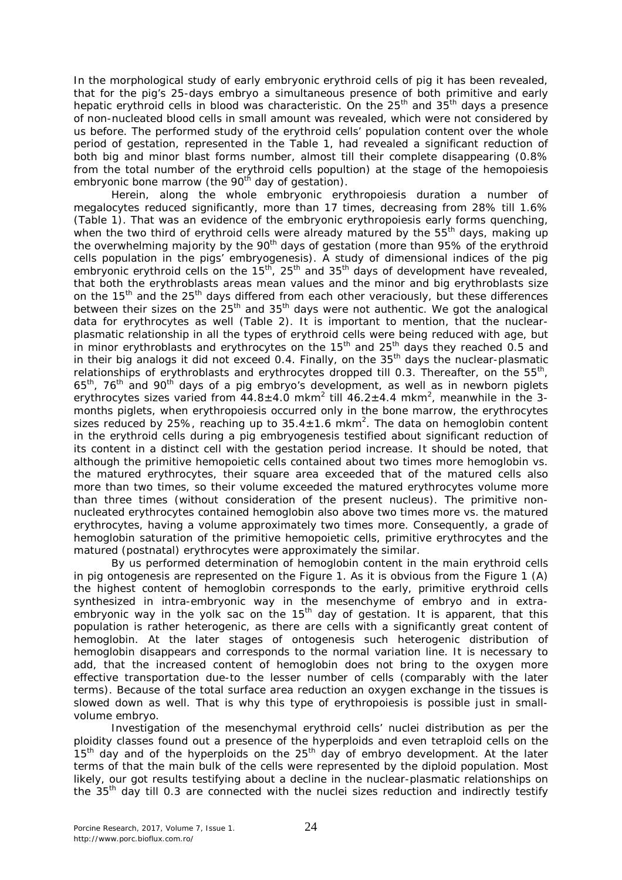In the morphological study of early embryonic erythroid cells of pig it has been revealed, that for the pig's 25-days embryo a simultaneous presence of both primitive and early hepatic erythroid cells in blood was characteristic. On the 25$^{th}$ and 35$^{th}$ days a presence of non-nucleated blood cells in small amount was revealed, which were not considered by us before. The performed study of the erythroid cells' population content over the whole period of gestation, represented in the Table 1, had revealed a significant reduction of both big and minor blast forms number, almost till their complete disappearing (0.8% from the total number of the erythroid cells popultion) at the stage of the hemopoiesis embryonic bone marrow (the 90$^{th}$ day of gestation).

Herein, along the whole embryonic erythropoiesis duration a number of megalocytes reduced significantly, more than 17 times, decreasing from 28% till 1.6% (Table 1). That was an evidence of the embryonic erythropoiesis early forms quenching, when the two third of erythroid cells were already matured by the 55$^{th}$ days, making up the overwhelming majority by the 90$^{th}$ days of gestation (more than 95% of the erythroid cells population in the pigs' embryogenesis). A study of dimensional indices of the pig embryonic erythroid cells on the 15$^{th}$, 25$^{th}$ and 35$^{th}$ days of development have revealed, that both the erythroblasts areas mean values and the minor and big erythroblasts size on the 15$^{th}$ and the 25$^{th}$ days differed from each other veraciously, but these differences between their sizes on the 25$^{th}$ and 35$^{th}$ days were not authentic. We got the analogical data for erythrocytes as well (Table 2). It is important to mention, that the nuclear-plasmatic relationship in all the types of erythroid cells were being reduced with age, but in minor erythroblasts and erythrocytes on the 15$^{th}$ and 25$^{th}$ days they reached 0.5 and in their big analogs it did not exceed 0.4. Finally, on the 35$^{th}$ days the nuclear-plasmatic relationships of erythroblasts and erythrocytes dropped till 0.3. Thereafter, on the 55$^{th}$, 65$^{th}$, 76$^{th}$ and 90$^{th}$ days of a pig embryo's development, as well as in newborn piglets erythrocytes sizes varied from 44.8±4.0 mkm$^2$ till 46.2±4.4 mkm$^2$, meanwhile in the 3-months piglets, when erythropoiesis occurred only in the bone marrow, the erythrocytes sizes reduced by 25%, reaching up to 35.4±1.6 mkm$^2$. The data on hemoglobin content in the erythroid cells during a pig embryogenesis testified about significant reduction of its content in a distinct cell with the gestation period increase. It should be noted, that although the primitive hemopoietic cells contained about two times more hemoglobin vs. the matured erythrocytes, their square area exceeded that of the matured cells also more than two times, so their volume exceeded the matured erythrocytes volume more than three times (without consideration of the present nucleus). The primitive non-nucleated erythrocytes contained hemoglobin also above two times more vs. the matured erythrocytes, having a volume approximately two times more. Consequently, a grade of hemoglobin saturation of the primitive hemopoietic cells, primitive erythrocytes and the matured (postnatal) erythrocytes were approximately the similar.

By us performed determination of hemoglobin content in the main erythroid cells in pig ontogenesis are represented on the Figure 1. As it is obvious from the Figure 1 (A) the highest content of hemoglobin corresponds to the early, primitive erythroid cells synthesized in intra-embryonic way in the mesenchyme of embryo and in extra-embryonic way in the yolk sac on the 15$^{th}$ day of gestation. It is apparent, that this population is rather heterogenic, as there are cells with a significantly great content of hemoglobin. At the later stages of ontogenesis such heterogenic distribution of hemoglobin disappears and corresponds to the normal variation line. It is necessary to add, that the increased content of hemoglobin does not bring to the oxygen more effective transportation due-to the lesser number of cells (comparably with the later terms). Because of the total surface area reduction an oxygen exchange in the tissues is slowed down as well. That is why this type of erythropoiesis is possible just in small-volume embryo.

Investigation of the mesenchymal erythroid cells' nuclei distribution as per the ploidity classes found out a presence of the hyperploids and even tetraploid cells on the 15$^{th}$ day and of the hyperploids on the 25$^{th}$ day of embryo development. At the later terms of that the main bulk of the cells were represented by the diploid population. Most likely, our got results testifying about a decline in the nuclear-plasmatic relationships on the 35$^{th}$ day till 0.3 are connected with the nuclei sizes reduction and indirectly testify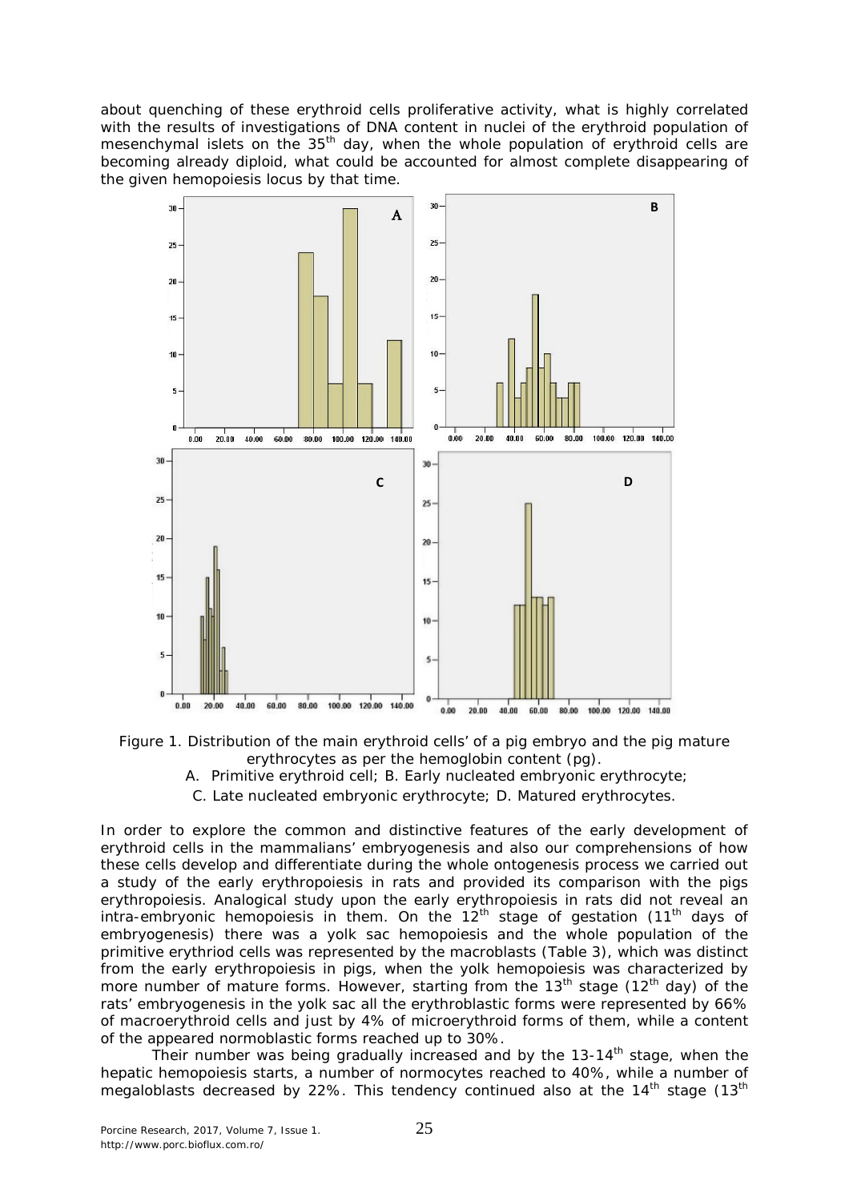about quenching of these erythroid cells proliferative activity, what is highly correlated with the results of investigations of DNA content in nuclei of the erythroid population of mesenchymal islets on the 35[th] day, when the whole population of erythroid cells are becoming already diploid, what could be accounted for almost complete disappearing of the given hemopoiesis locus by that time.

Figure 1. Distribution of the main erythroid cells' of a pig embryo and the pig mature erythrocytes as per the hemoglobin content (pg).

A. Primitive erythroid cell; B. Early nucleated embryonic erythrocyte;

C. Late nucleated embryonic erythrocyte; D. Matured erythrocytes.

In order to explore the common and distinctive features of the early development of erythroid cells in the mammalians' embryogenesis and also our comprehensions of how these cells develop and differentiate during the whole ontogenesis process we carried out a study of the early erythropoiesis in rats and provided its comparison with the pigs erythropoiesis. Analogical study upon the early erythropoiesis in rats did not reveal an intra-embryonic hemopoiesis in them. On the 12[th] stage of gestation (11[th] days of embryogenesis) there was a yolk sac hemopoiesis and the whole population of the primitive erythriod cells was represented by the macroblasts (Table 3), which was distinct from the early erythropoiesis in pigs, when the yolk hemopoiesis was characterized by more number of mature forms. However, starting from the 13[th] stage (12[th] day) of the rats' embryogenesis in the yolk sac all the erythroblastic forms were represented by 66% of macroerythroid cells and just by 4% of microerythroid forms of them, while a content of the appeared normoblastic forms reached up to 30%.

Their number was being gradually increased and by the 13-14[th] stage, when the hepatic hemopoiesis starts, a number of normocytes reached to 40%, while a number of megaloblasts decreased by 22%. This tendency continued also at the 14[th] stage (13[th]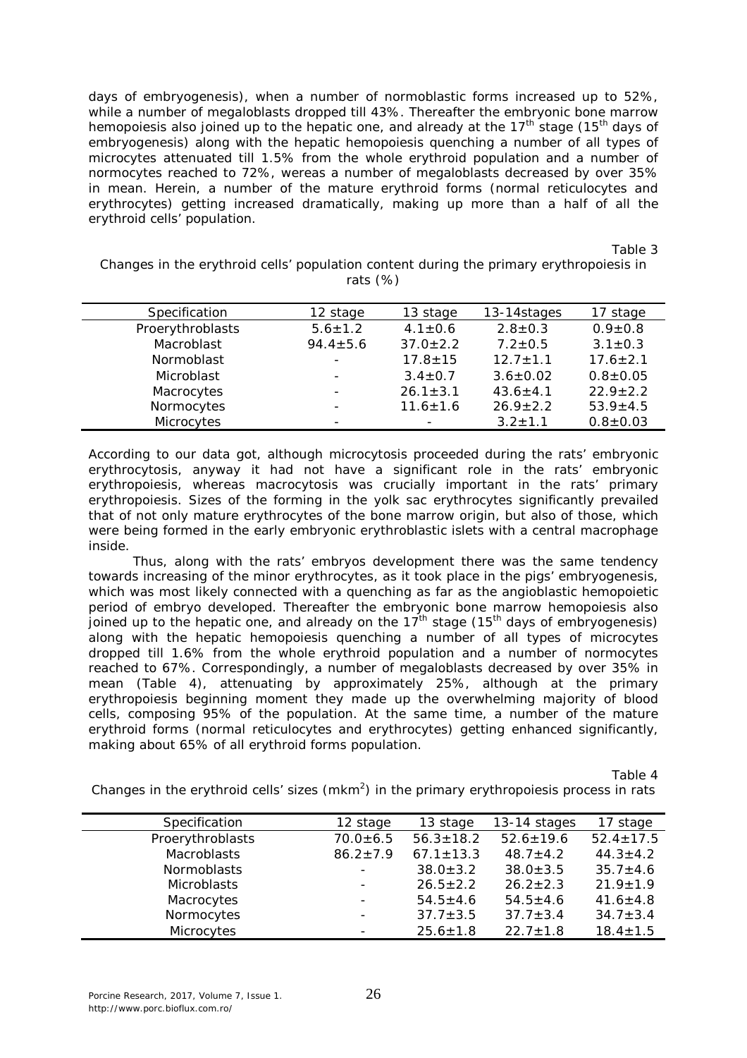days of embryogenesis), when a number of normoblastic forms increased up to 52%, while a number of megaloblasts dropped till 43%. Thereafter the embryonic bone marrow hemopoiesis also joined up to the hepatic one, and already at the 17[th] stage (15[th] days of embryogenesis) along with the hepatic hemopoiesis quenching a number of all types of microcytes attenuated till 1.5% from the whole erythroid population and a number of normocytes reached to 72%, wereas a number of megaloblasts decreased by over 35% in mean. Herein, a number of the mature erythroid forms (normal reticulocytes and erythrocytes) getting increased dramatically, making up more than a half of all the erythroid cells' population.

Table 3

Changes in the erythroid cells' population content during the primary erythropoiesis in rats (%)

| Specification | 12 stage | 13 stage | 13-14stages | 17 stage |
|---|---|---|---|---|
| Proerythroblasts | 5.6±1.2 | 4.1±0.6 | 2.8±0.3 | 0.9±0.8 |
| Macroblast | 94.4±5.6 | 37.0±2.2 | 7.2±0.5 | 3.1±0.3 |
| Normoblast | - | 17.8±15 | 12.7±1.1 | 17.6±2.1 |
| Microblast | - | 3.4±0.7 | 3.6±0.02 | 0.8±0.05 |
| Macrocytes | - | 26.1±3.1 | 43.6±4.1 | 22.9±2.2 |
| Normocytes | - | 11.6±1.6 | 26.9±2.2 | 53.9±4.5 |
| Microcytes | - | - | 3.2±1.1 | 0.8±0.03 |

According to our data got, although microcytosis proceeded during the rats' embryonic erythrocytosis, anyway it had not have a significant role in the rats' embryonic erythropoiesis, whereas macrocytosis was crucially important in the rats' primary erythropoiesis. Sizes of the forming in the yolk sac erythrocytes significantly prevailed that of not only mature erythrocytes of the bone marrow origin, but also of those, which were being formed in the early embryonic erythroblastic islets with a central macrophage inside.

Thus, along with the rats' embryos development there was the same tendency towards increasing of the minor erythrocytes, as it took place in the pigs' embryogenesis, which was most likely connected with a quenching as far as the angioblastic hemopoietic period of embryo developed. Thereafter the embryonic bone marrow hemopoiesis also joined up to the hepatic one, and already on the 17[th] stage (15[th] days of embryogenesis) along with the hepatic hemopoiesis quenching a number of all types of microcytes dropped till 1.6% from the whole erythroid population and a number of normocytes reached to 67%. Correspondingly, a number of megaloblasts decreased by over 35% in mean (Table 4), attenuating by approximately 25%, although at the primary erythropoiesis beginning moment they made up the overwhelming majority of blood cells, composing 95% of the population. At the same time, a number of the mature erythroid forms (normal reticulocytes and erythrocytes) getting enhanced significantly, making about 65% of all erythroid forms population.

Table 4

Changes in the erythroid cells' sizes (mkm$^2$) in the primary erythropoiesis process in rats

| Specification | 12 stage | 13 stage | 13-14 stages | 17 stage |
|---|---|---|---|---|
| Proerythroblasts | 70.0±6.5 | 56.3±18.2 | 52.6±19.6 | 52.4±17.5 |
| Macroblasts | 86.2±7.9 | 67.1±13.3 | 48.7±4.2 | 44.3±4.2 |
| Normoblasts | - | 38.0±3.2 | 38.0±3.5 | 35.7±4.6 |
| Microblasts | - | 26.5±2.2 | 26.2±2.3 | 21.9±1.9 |
| Macrocytes | - | 54.5±4.6 | 54.5±4.6 | 41.6±4.8 |
| Normocytes | - | 37.7±3.5 | 37.7±3.4 | 34.7±3.4 |
| Microcytes | - | 25.6±1.8 | 22.7±1.8 | 18.4±1.5 |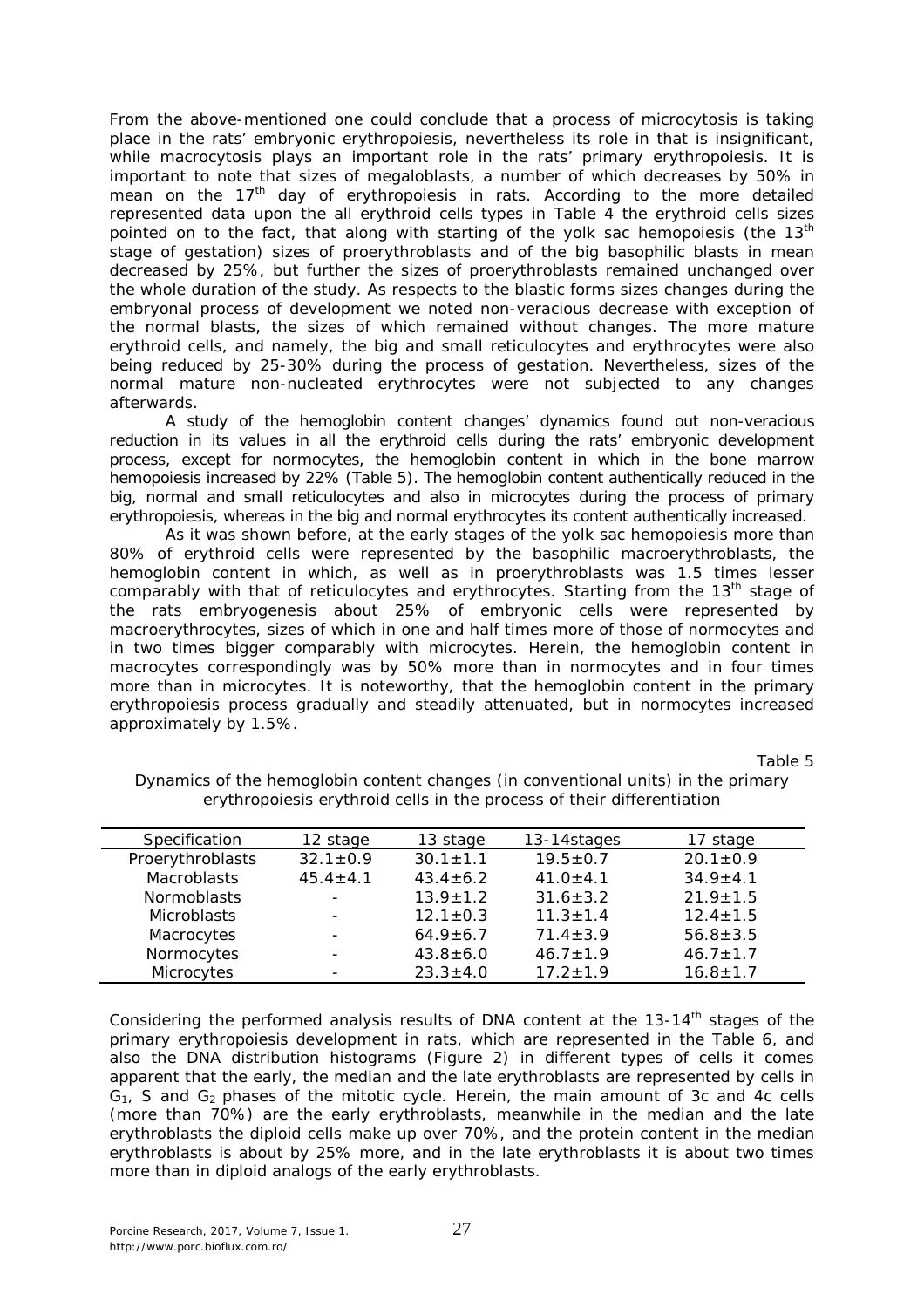From the above-mentioned one could conclude that a process of microcytosis is taking place in the rats' embryonic erythropoiesis, nevertheless its role in that is insignificant, while macrocytosis plays an important role in the rats' primary erythropoiesis. It is important to note that sizes of megaloblasts, a number of which decreases by 50% in mean on the 17$^{th}$ day of erythropoiesis in rats. According to the more detailed represented data upon the all erythroid cells types in Table 4 the erythroid cells sizes pointed on to the fact, that along with starting of the yolk sac hemopoiesis (the 13$^{th}$ stage of gestation) sizes of proerythroblasts and of the big basophilic blasts in mean decreased by 25%, but further the sizes of proerythroblasts remained unchanged over the whole duration of the study. As respects to the blastic forms sizes changes during the embryonal process of development we noted non-veracious decrease with exception of the normal blasts, the sizes of which remained without changes. The more mature erythroid cells, and namely, the big and small reticulocytes and erythrocytes were also being reduced by 25-30% during the process of gestation. Nevertheless, sizes of the normal mature non-nucleated erythrocytes were not subjected to any changes afterwards.

A study of the hemoglobin content changes' dynamics found out non-veracious reduction in its values in all the erythroid cells during the rats' embryonic development process, except for normocytes, the hemoglobin content in which in the bone marrow hemopoiesis increased by 22% (Table 5). The hemoglobin content authentically reduced in the big, normal and small reticulocytes and also in microcytes during the process of primary erythropoiesis, whereas in the big and normal erythrocytes its content authentically increased.

As it was shown before, at the early stages of the yolk sac hemopoiesis more than 80% of erythroid cells were represented by the basophilic macroerythroblasts, the hemoglobin content in which, as well as in proerythroblasts was 1.5 times lesser comparably with that of reticulocytes and erythrocytes. Starting from the 13$^{th}$ stage of the rats embryogenesis about 25% of embryonic cells were represented by macroerythrocytes, sizes of which in one and half times more of those of normocytes and in two times bigger comparably with microcytes. Herein, the hemoglobin content in macrocytes correspondingly was by 50% more than in normocytes and in four times more than in microcytes. It is noteworthy, that the hemoglobin content in the primary erythropoiesis process gradually and steadily attenuated, but in normocytes increased approximately by 1.5%.

Table 5

Dynamics of the hemoglobin content changes (in conventional units) in the primary erythropoiesis erythroid cells in the process of their differentiation

| Specification | 12 stage | 13 stage | 13-14stages | 17 stage |
|---|---|---|---|---|
| Proerythroblasts | 32.1±0.9 | 30.1±1.1 | 19.5±0.7 | 20.1±0.9 |
| Macroblasts | 45.4±4.1 | 43.4±6.2 | 41.0±4.1 | 34.9±4.1 |
| Normoblasts | - | 13.9±1.2 | 31.6±3.2 | 21.9±1.5 |
| Microblasts | - | 12.1±0.3 | 11.3±1.4 | 12.4±1.5 |
| Macrocytes | - | 64.9±6.7 | 71.4±3.9 | 56.8±3.5 |
| Normocytes | - | 43.8±6.0 | 46.7±1.9 | 46.7±1.7 |
| Microcytes | - | 23.3±4.0 | 17.2±1.9 | 16.8±1.7 |

Considering the performed analysis results of DNA content at the 13-14$^{th}$ stages of the primary erythropoiesis development in rats, which are represented in the Table 6, and also the DNA distribution histograms (Figure 2) in different types of cells it comes apparent that the early, the median and the late erythroblasts are represented by cells in $G_1$, S and $G_2$ phases of the mitotic cycle. Herein, the main amount of 3c and 4c cells (more than 70%) are the early erythroblasts, meanwhile in the median and the late erythroblasts the diploid cells make up over 70%, and the protein content in the median erythroblasts is about by 25% more, and in the late erythroblasts it is about two times more than in diploid analogs of the early erythroblasts.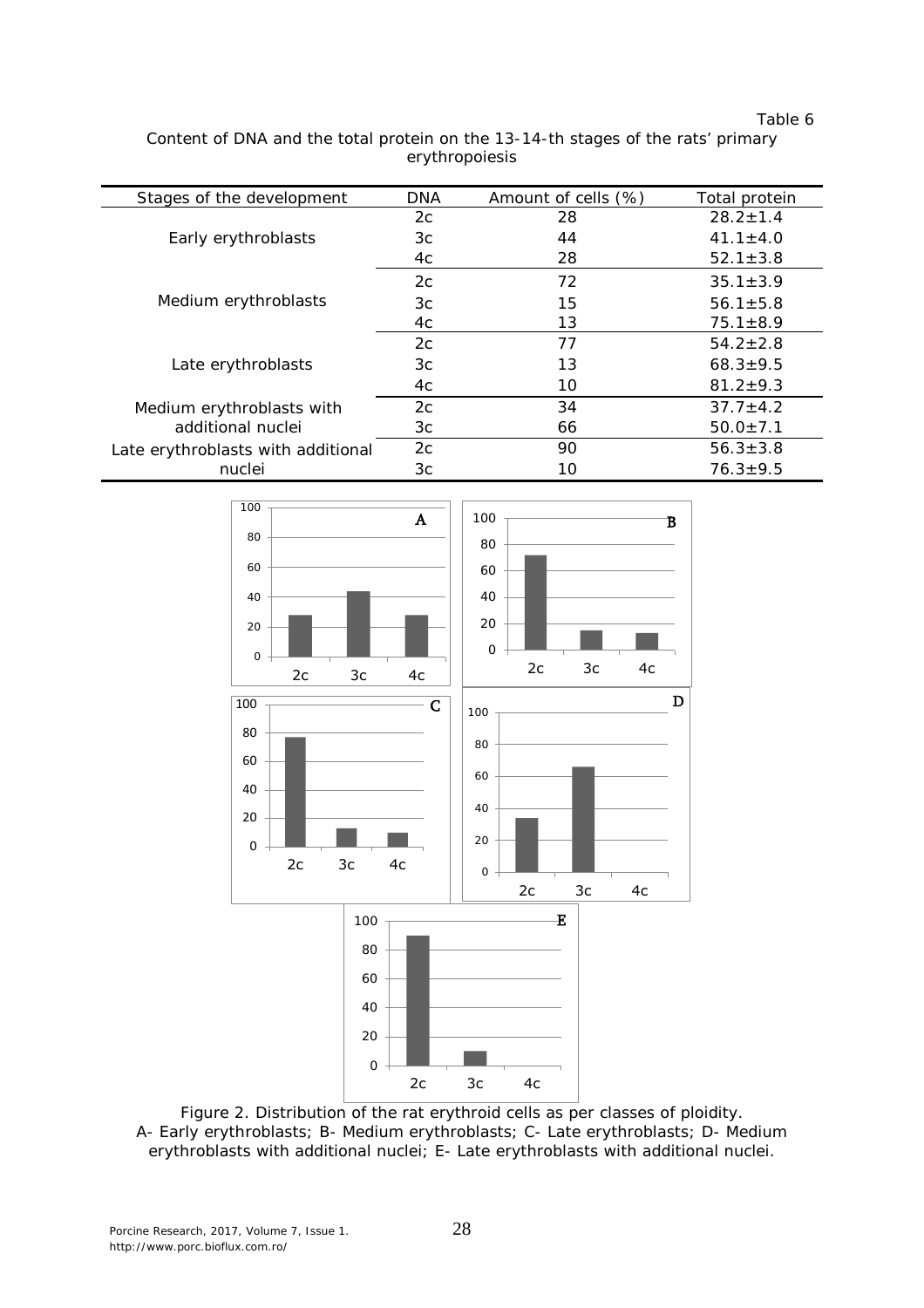Table 6

Content of DNA and the total protein on the 13-14-th stages of the rats' primary erythropoiesis

| Stages of the development | DNA | Amount of cells (%) | Total protein |
|---|---|---|---|
| Early erythroblasts | 2c | 28 | 28.2±1.4 |
| | 3c | 44 | 41.1±4.0 |
| | 4c | 28 | 52.1±3.8 |
| Medium erythroblasts | 2c | 72 | 35.1±3.9 |
| | 3c | 15 | 56.1±5.8 |
| | 4c | 13 | 75.1±8.9 |
| Late erythroblasts | 2c | 77 | 54.2±2.8 |
| | 3c | 13 | 68.3±9.5 |
| | 4c | 10 | 81.2±9.3 |
| Medium erythroblasts with additional nuclei | 2c | 34 | 37.7±4.2 |
| | 3c | 66 | 50.0±7.1 |
| Late erythroblasts with additional nuclei | 2c | 90 | 56.3±3.8 |
| | 3c | 10 | 76.3±9.5 |

Figure 2. Distribution of the rat erythroid cells as per classes of ploidity. A- Early erythroblasts; B- Medium erythroblasts; C- Late erythroblasts; D- Medium erythroblasts with additional nuclei; E- Late erythroblasts with additional nuclei.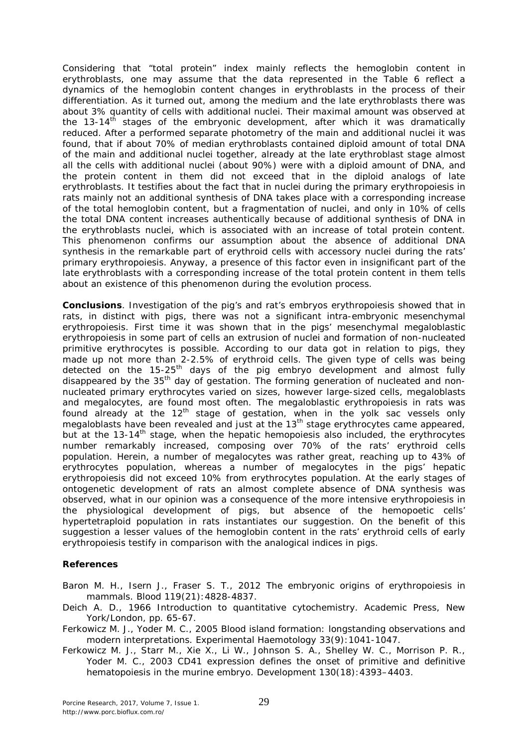Considering that "total protein" index mainly reflects the hemoglobin content in erythroblasts, one may assume that the data represented in the Table 6 reflect a dynamics of the hemoglobin content changes in erythroblasts in the process of their differentiation. As it turned out, among the medium and the late erythroblasts there was about 3% quantity of cells with additional nuclei. Their maximal amount was observed at the 13-14$^{th}$ stages of the embryonic development, after which it was dramatically reduced. After a performed separate photometry of the main and additional nuclei it was found, that if about 70% of median erythroblasts contained diploid amount of total DNA of the main and additional nuclei together, already at the late erythroblast stage almost all the cells with additional nuclei (about 90%) were with a diploid amount of DNA, and the protein content in them did not exceed that in the diploid analogs of late erythroblasts. It testifies about the fact that in nuclei during the primary erythropoiesis in rats mainly not an additional synthesis of DNA takes place with a corresponding increase of the total hemoglobin content, but a fragmentation of nuclei, and only in 10% of cells the total DNA content increases authentically because of additional synthesis of DNA in the erythroblasts nuclei, which is associated with an increase of total protein content. This phenomenon confirms our assumption about the absence of additional DNA synthesis in the remarkable part of erythroid cells with accessory nuclei during the rats' primary erythropoiesis. Anyway, a presence of this factor even in insignificant part of the late erythroblasts with a corresponding increase of the total protein content in them tells about an existence of this phenomenon during the evolution process.

**Conclusions**. Investigation of the pig's and rat's embryos erythropoiesis showed that in rats, in distinct with pigs, there was not a significant intra-embryonic mesenchymal erythropoiesis. First time it was shown that in the pigs' mesenchymal megaloblastic erythropoiesis in some part of cells an extrusion of nuclei and formation of non-nucleated primitive erythrocytes is possible. According to our data got in relation to pigs, they made up not more than 2-2.5% of erythroid cells. The given type of cells was being detected on the 15-25$^{th}$ days of the pig embryo development and almost fully disappeared by the 35$^{th}$ day of gestation. The forming generation of nucleated and non-nucleated primary erythrocytes varied on sizes, however large-sized cells, megaloblasts and megalocytes, are found most often. The megaloblastic erythropoiesis in rats was found already at the 12$^{th}$ stage of gestation, when in the yolk sac vessels only megaloblasts have been revealed and just at the 13$^{th}$ stage erythrocytes came appeared, but at the 13-14$^{th}$ stage, when the hepatic hemopoiesis also included, the erythrocytes number remarkably increased, composing over 70% of the rats' erythroid cells population. Herein, a number of megalocytes was rather great, reaching up to 43% of erythrocytes population, whereas a number of megalocytes in the pigs' hepatic erythropoiesis did not exceed 10% from erythrocytes population. At the early stages of ontogenetic development of rats an almost complete absence of DNA synthesis was observed, what in our opinion was a consequence of the more intensive erythropoiesis in the physiological development of pigs, but absence of the hemopoetic cells' hypertetraploid population in rats instantiates our suggestion. On the benefit of this suggestion a lesser values of the hemoglobin content in the rats' erythroid cells of early erythropoiesis testify in comparison with the analogical indices in pigs.

## References

Baron M. H., Isern J., Fraser S. T., 2012 The embryonic origins of erythropoiesis in mammals. Blood 119(21):4828-4837.

Deich A. D., 1966 Introduction to quantitative cytochemistry. Academic Press, New York/London, pp. 65-67.

Ferkowicz M. J., Yoder M. C., 2005 Blood island formation: longstanding observations and modern interpretations. Experimental Haemotology 33(9):1041-1047.

Ferkowicz M. J., Starr M., Xie X., Li W., Johnson S. A., Shelley W. C., Morrison P. R., Yoder M. C., 2003 CD41 expression defines the onset of primitive and definitive hematopoiesis in the murine embryo. Development 130(18):4393–4403.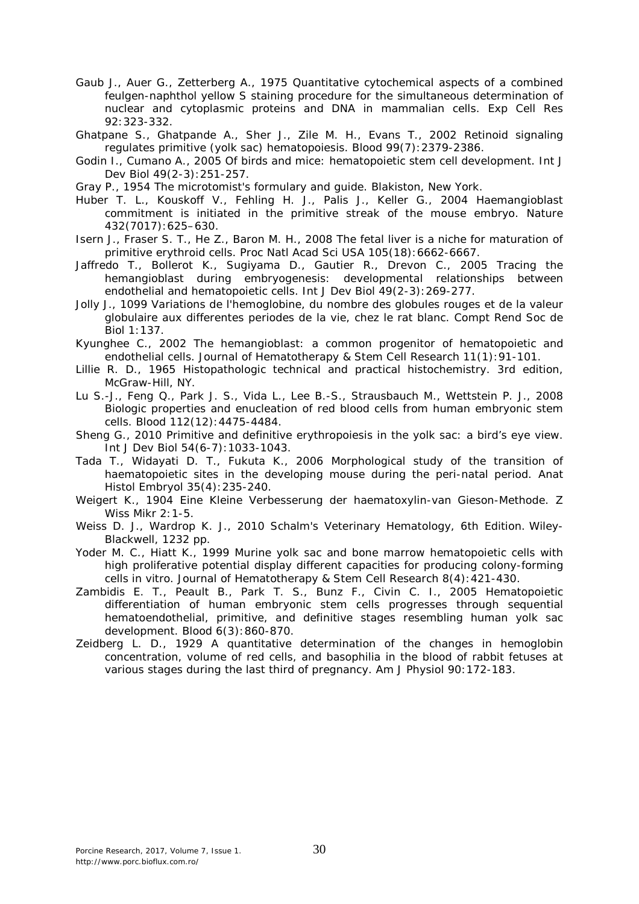Gaub J., Auer G., Zetterberg A., 1975 Quantitative cytochemical aspects of a combined feulgen-naphthol yellow S staining procedure for the simultaneous determination of nuclear and cytoplasmic proteins and DNA in mammalian cells. Exp Cell Res 92:323-332.

Ghatpane S., Ghatpande A., Sher J., Zile M. H., Evans T., 2002 Retinoid signaling regulates primitive (yolk sac) hematopoiesis. Blood 99(7):2379-2386.

Godin I., Cumano A., 2005 Of birds and mice: hematopoietic stem cell development. Int J Dev Biol 49(2-3):251-257.

Gray P., 1954 The microtomist's formulary and guide. Blakiston, New York.

Huber T. L., Kouskoff V., Fehling H. J., Palis J., Keller G., 2004 Haemangioblast commitment is initiated in the primitive streak of the mouse embryo. Nature 432(7017):625–630.

Isern J., Fraser S. T., He Z., Baron M. H., 2008 The fetal liver is a niche for maturation of primitive erythroid cells. Proc Natl Acad Sci USA 105(18):6662-6667.

Jaffredo T., Bollerot K., Sugiyama D., Gautier R., Drevon C., 2005 Tracing the hemangioblast during embryogenesis: developmental relationships between endothelial and hematopoietic cells. Int J Dev Biol 49(2-3):269-277.

Jolly J., 1099 Variations de l'hemoglobine, du nombre des globules rouges et de la valeur globulaire aux differentes periodes de la vie, chez le rat blanc. Compt Rend Soc de Biol 1:137.

Kyunghee C., 2002 The hemangioblast: a common progenitor of hematopoietic and endothelial cells. Journal of Hematotherapy & Stem Cell Research 11(1):91-101.

Lillie R. D., 1965 Histopathologic technical and practical histochemistry. 3rd edition, McGraw-Hill, NY.

Lu S.-J., Feng Q., Park J. S., Vida L., Lee B.-S., Strausbauch M., Wettstein P. J., 2008 Biologic properties and enucleation of red blood cells from human embryonic stem cells. Blood 112(12):4475-4484.

Sheng G., 2010 Primitive and definitive erythropoiesis in the yolk sac: a bird's eye view. Int J Dev Biol 54(6-7):1033-1043.

Tada T., Widayati D. T., Fukuta K., 2006 Morphological study of the transition of haematopoietic sites in the developing mouse during the peri-natal period. Anat Histol Embryol 35(4):235-240.

Weigert K., 1904 Eine Kleine Verbesserung der haematoxylin-van Gieson-Methode. Z Wiss Mikr 2:1-5.

Weiss D. J., Wardrop K. J., 2010 Schalm's Veterinary Hematology, 6th Edition. Wiley-Blackwell, 1232 pp.

Yoder M. C., Hiatt K., 1999 Murine yolk sac and bone marrow hematopoietic cells with high proliferative potential display different capacities for producing colony-forming cells in vitro. Journal of Hematotherapy & Stem Cell Research 8(4):421-430.

Zambidis E. T., Peault B., Park T. S., Bunz F., Civin C. I., 2005 Hematopoietic differentiation of human embryonic stem cells progresses through sequential hematoendothelial, primitive, and definitive stages resembling human yolk sac development. Blood 6(3):860-870.

Zeidberg L. D., 1929 A quantitative determination of the changes in hemoglobin concentration, volume of red cells, and basophilia in the blood of rabbit fetuses at various stages during the last third of pregnancy. Am J Physiol 90:172-183.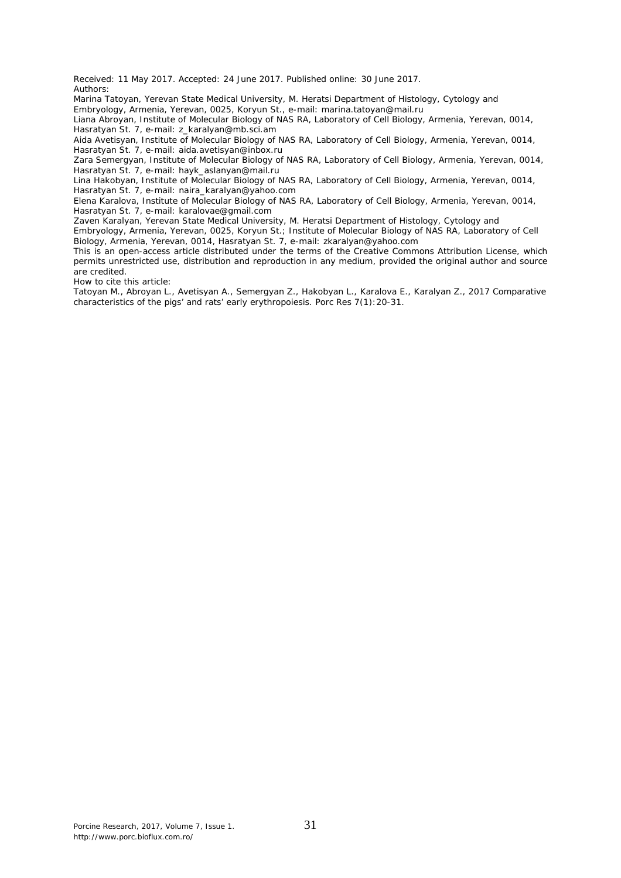Received: 11 May 2017. Accepted: 24 June 2017. Published online: 30 June 2017.

Authors:

Marina Tatoyan, Yerevan State Medical University, M. Heratsi Department of Histology, Cytology and Embryology, Armenia, Yerevan, 0025, Koryun St., e-mail: marina.tatoyan@mail.ru

Liana Abroyan, Institute of Molecular Biology of NAS RA, Laboratory of Cell Biology, Armenia, Yerevan, 0014, Hasratyan St. 7, e-mail: z_karalyan@mb.sci.am

Aida Avetisyan, Institute of Molecular Biology of NAS RA, Laboratory of Cell Biology, Armenia, Yerevan, 0014, Hasratyan St. 7, e-mail: aida.avetisyan@inbox.ru

Zara Semergyan, Institute of Molecular Biology of NAS RA, Laboratory of Cell Biology, Armenia, Yerevan, 0014, Hasratyan St. 7, e-mail: hayk_aslanyan@mail.ru

Lina Hakobyan, Institute of Molecular Biology of NAS RA, Laboratory of Cell Biology, Armenia, Yerevan, 0014, Hasratyan St. 7, e-mail: naira_karalyan@yahoo.com

Elena Karalova, Institute of Molecular Biology of NAS RA, Laboratory of Cell Biology, Armenia, Yerevan, 0014, Hasratyan St. 7, e-mail: karalovae@gmail.com

Zaven Karalyan, Yerevan State Medical University, M. Heratsi Department of Histology, Cytology and Embryology, Armenia, Yerevan, 0025, Koryun St.; Institute of Molecular Biology of NAS RA, Laboratory of Cell Biology, Armenia, Yerevan, 0014, Hasratyan St. 7, e-mail: zkaralyan@yahoo.com

This is an open-access article distributed under the terms of the Creative Commons Attribution License, which permits unrestricted use, distribution and reproduction in any medium, provided the original author and source are credited.

How to cite this article:

Tatoyan M., Abroyan L., Avetisyan A., Semergyan Z., Hakobyan L., Karalova E., Karalyan Z., 2017 Comparative characteristics of the pigs' and rats' early erythropoiesis. Porc Res 7(1):20-31.